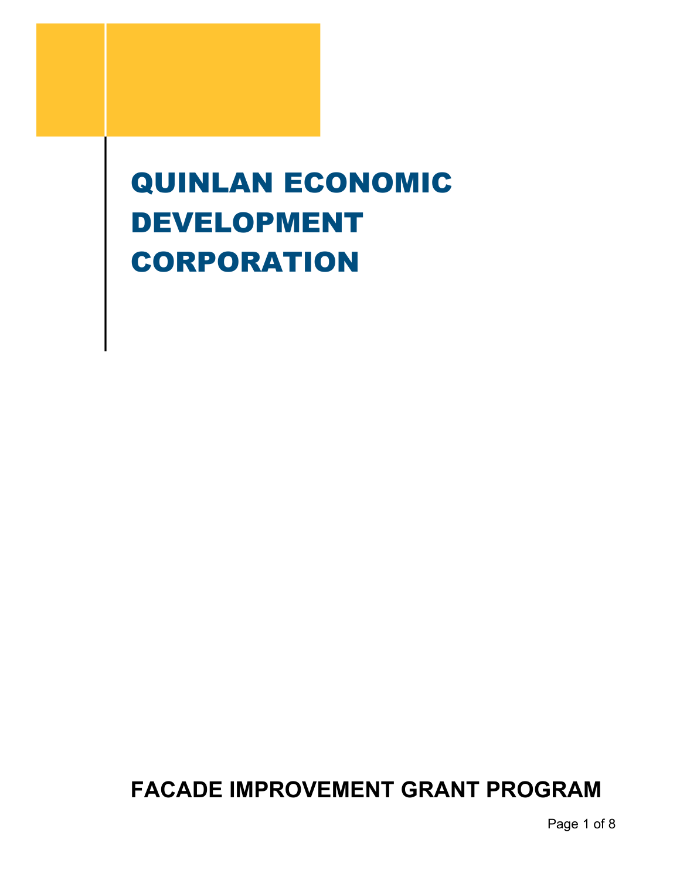# QUINLAN ECONOMIC DEVELOPMENT CORPORATION

## FACADE IMPROVEMENT GRANT PROGRAM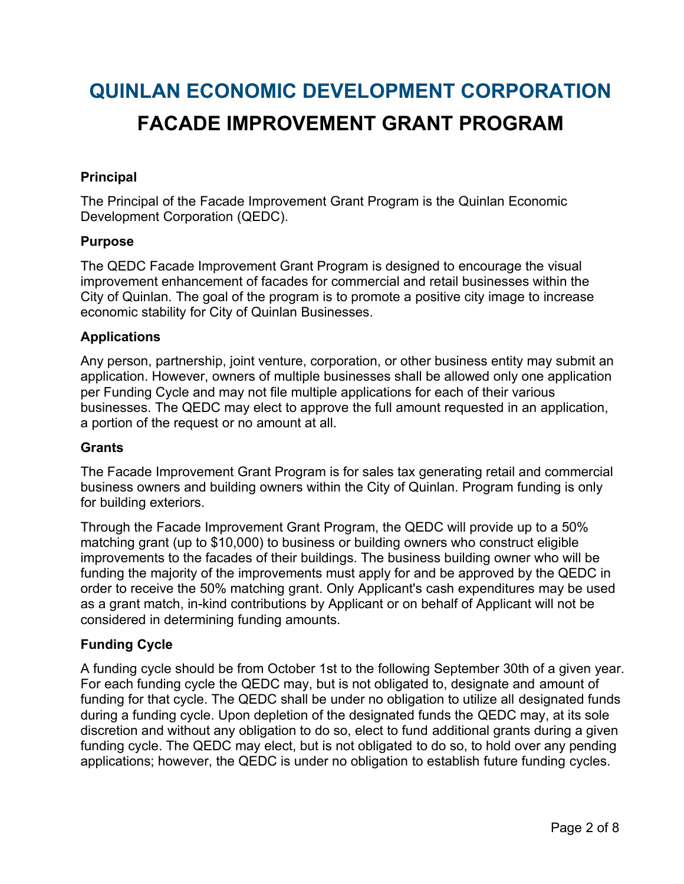# QUINLAN ECONOMIC DEVELOPMENT CORPORATION

# FACADE IMPROVEMENT GRANT PROGRAM

### Principal

The Principal of the Facade Improvement Grant Program is the Quinlan Economic Development Corporation (QEDC).

### Purpose

The QEDC Facade Improvement Grant Program is designed to encourage the visual improvement enhancement of facades for commercial and retail businesses within the City of Quinlan. The goal of the program is to promote a positive city image to increase economic stability for City of Quinlan Businesses.

### Applications

Any person, partnership, joint venture, corporation, or other business entity may submit an application. However, owners of multiple businesses shall be allowed only one application per Funding Cycle and may not file multiple applications for each of their various businesses. The QEDC may elect to approve the full amount requested in an application, a portion of the request or no amount at all.

### Grants

The Facade Improvement Grant Program is for sales tax generating retail and commercial business owners and building owners within the City of Quinlan. Program funding is only for building exteriors.

Through the Facade Improvement Grant Program, the QEDC will provide up to a 50% matching grant (up to $10,000) to business or building owners who construct eligible improvements to the facades of their buildings. The business building owner who will be funding the majority of the improvements must apply for and be approved by the QEDC in order to receive the 50% matching grant. Only Applicant's cash expenditures may be used as a grant match, in-kind contributions by Applicant or on behalf of Applicant will not be considered in determining funding amounts.

### Funding Cycle

A funding cycle should be from October 1st to the following September 30th of a given year. For each funding cycle the QEDC may, but is not obligated to, designate and amount of funding for that cycle. The QEDC shall be under no obligation to utilize all designated funds during a funding cycle. Upon depletion of the designated funds the QEDC may, at its sole discretion and without any obligation to do so, elect to fund additional grants during a given funding cycle. The QEDC may elect, but is not obligated to do so, to hold over any pending applications; however, the QEDC is under no obligation to establish future funding cycles.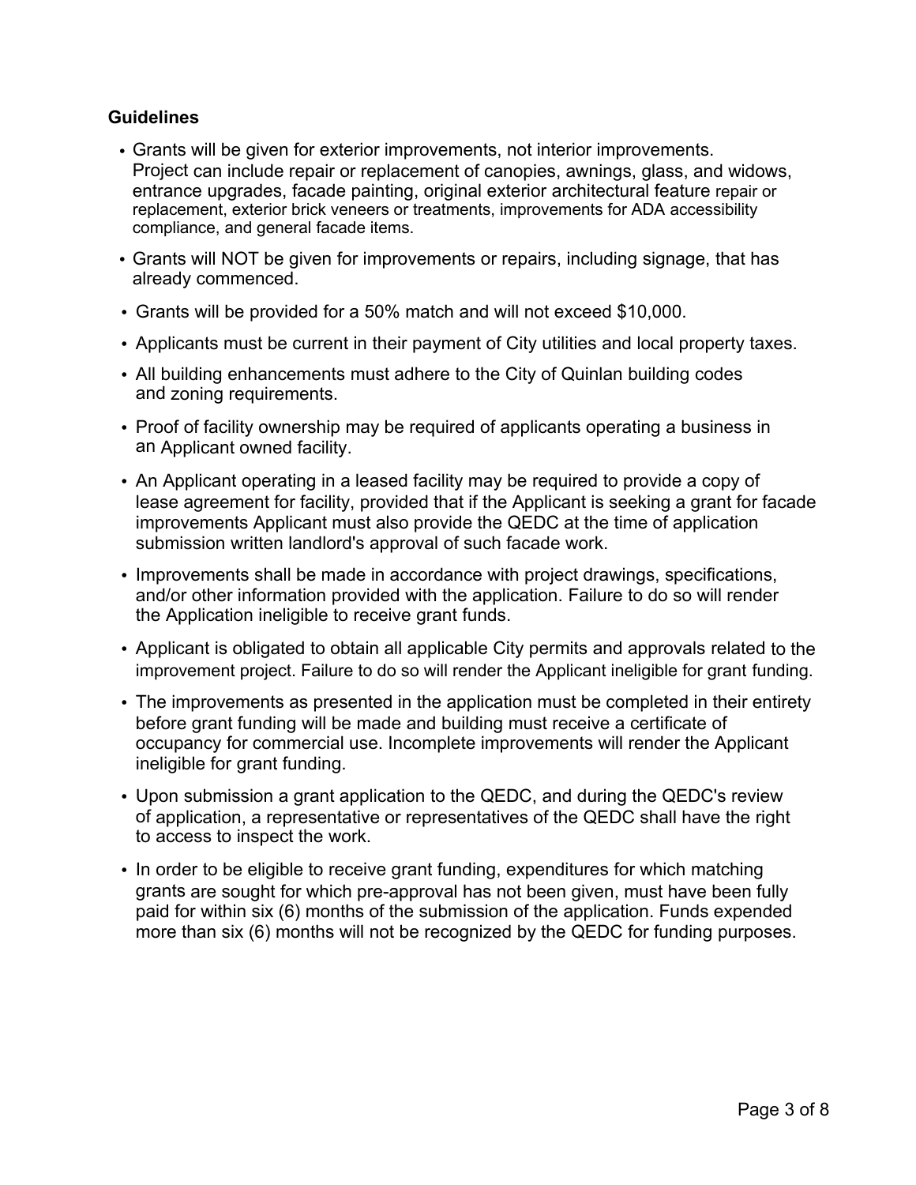**Guidelines**

- Grants will be given for exterior improvements, not interior improvements. Project can include repair or replacement of canopies, awnings, glass, and widows, entrance upgrades, facade painting, original exterior architectural feature repair or replacement, exterior brick veneers or treatments, improvements for ADA accessibility compliance, and general facade items.
- Grants will NOT be given for improvements or repairs, including signage, that has already commenced.
- Grants will be provided for a 50% match and will not exceed $10,000.
- Applicants must be current in their payment of City utilities and local property taxes.
- All building enhancements must adhere to the City of Quinlan building codes and zoning requirements.
- Proof of facility ownership may be required of applicants operating a business in an Applicant owned facility.
- An Applicant operating in a leased facility may be required to provide a copy of lease agreement for facility, provided that if the Applicant is seeking a grant for facade improvements Applicant must also provide the QEDC at the time of application submission written landlord's approval of such facade work.
- Improvements shall be made in accordance with project drawings, specifications, and/or other information provided with the application. Failure to do so will render the Application ineligible to receive grant funds.
- Applicant is obligated to obtain all applicable City permits and approvals related to the improvement project. Failure to do so will render the Applicant ineligible for grant funding.
- The improvements as presented in the application must be completed in their entirety before grant funding will be made and building must receive a certificate of occupancy for commercial use. Incomplete improvements will render the Applicant ineligible for grant funding.
- Upon submission a grant application to the QEDC, and during the QEDC's review of application, a representative or representatives of the QEDC shall have the right to access to inspect the work.
- In order to be eligible to receive grant funding, expenditures for which matching grants are sought for which pre-approval has not been given, must have been fully paid for within six (6) months of the submission of the application. Funds expended more than six (6) months will not be recognized by the QEDC for funding purposes.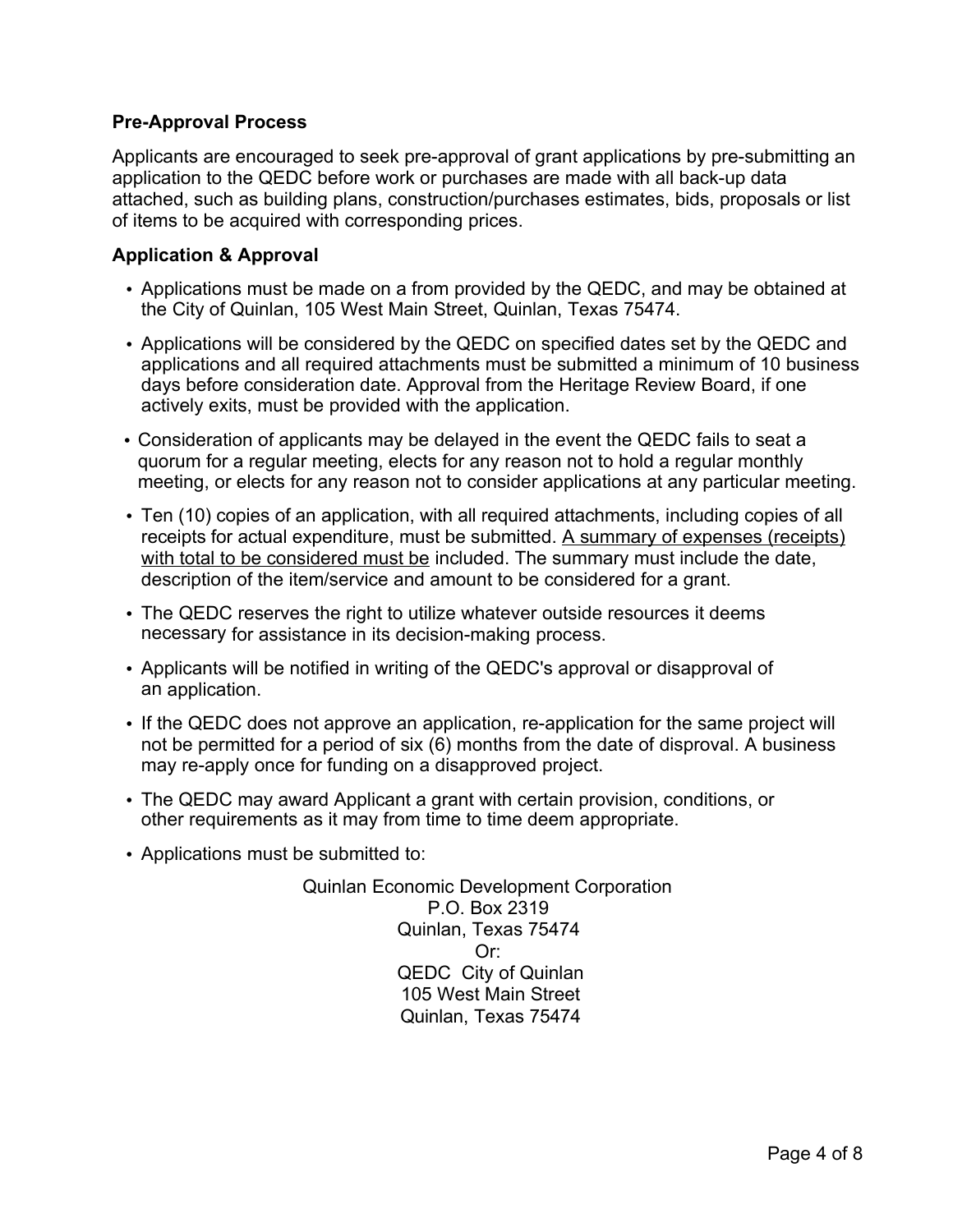**Pre-Approval Process**

Applicants are encouraged to seek pre-approval of grant applications by pre-submitting an application to the QEDC before work or purchases are made with all back-up data attached, such as building plans, construction/purchases estimates, bids, proposals or list of items to be acquired with corresponding prices.

**Application & Approval**

- Applications must be made on a from provided by the QEDC, and may be obtained at the City of Quinlan, 105 West Main Street, Quinlan, Texas 75474.
- Applications will be considered by the QEDC on specified dates set by the QEDC and applications and all required attachments must be submitted a minimum of 10 business days before consideration date. Approval from the Heritage Review Board, if one actively exits, must be provided with the application.
- Consideration of applicants may be delayed in the event the QEDC fails to seat a quorum for a regular meeting, elects for any reason not to hold a regular monthly meeting, or elects for any reason not to consider applications at any particular meeting.
- Ten (10) copies of an application, with all required attachments, including copies of all receipts for actual expenditure, must be submitted. <u>A summary of expenses (receipts) with total to be considered must be</u> included. The summary must include the date, description of the item/service and amount to be considered for a grant.
- The QEDC reserves the right to utilize whatever outside resources it deems necessary for assistance in its decision-making process.
- Applicants will be notified in writing of the QEDC's approval or disapproval of an application.
- If the QEDC does not approve an application, re-application for the same project will not be permitted for a period of six (6) months from the date of disproval. A business may re-apply once for funding on a disapproved project.
- The QEDC may award Applicant a grant with certain provision, conditions, or other requirements as it may from time to time deem appropriate.
- Applications must be submitted to:

Quinlan Economic Development Corporation
P.O. Box 2319
Quinlan, Texas 75474
Or:
QEDC City of Quinlan
105 West Main Street
Quinlan, Texas 75474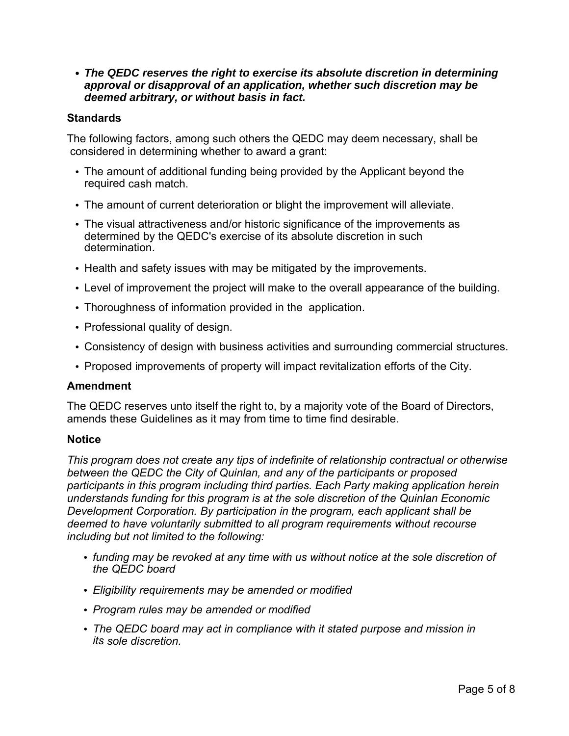- ***The QEDC reserves the right to exercise its absolute discretion in determining approval or disapproval of an application, whether such discretion may be deemed arbitrary, or without basis in fact.***

**Standards**

The following factors, among such others the QEDC may deem necessary, shall be considered in determining whether to award a grant:

- The amount of additional funding being provided by the Applicant beyond the required cash match.
- The amount of current deterioration or blight the improvement will alleviate.
- The visual attractiveness and/or historic significance of the improvements as determined by the QEDC's exercise of its absolute discretion in such determination.
- Health and safety issues with may be mitigated by the improvements.
- Level of improvement the project will make to the overall appearance of the building.
- Thoroughness of information provided in the application.
- Professional quality of design.
- Consistency of design with business activities and surrounding commercial structures.
- Proposed improvements of property will impact revitalization efforts of the City.

**Amendment**

The QEDC reserves unto itself the right to, by a majority vote of the Board of Directors, amends these Guidelines as it may from time to time find desirable.

**Notice**

*This program does not create any tips of indefinite of relationship contractual or otherwise between the QEDC the City of Quinlan, and any of the participants or proposed participants in this program including third parties. Each Party making application herein understands funding for this program is at the sole discretion of the Quinlan Economic Development Corporation. By participation in the program, each applicant shall be deemed to have voluntarily submitted to all program requirements without recourse including but not limited to the following:*

- *funding may be revoked at any time with us without notice at the sole discretion of the QEDC board*
- *Eligibility requirements may be amended or modified*
- *Program rules may be amended or modified*
- *The QEDC board may act in compliance with it stated purpose and mission in its sole discretion.*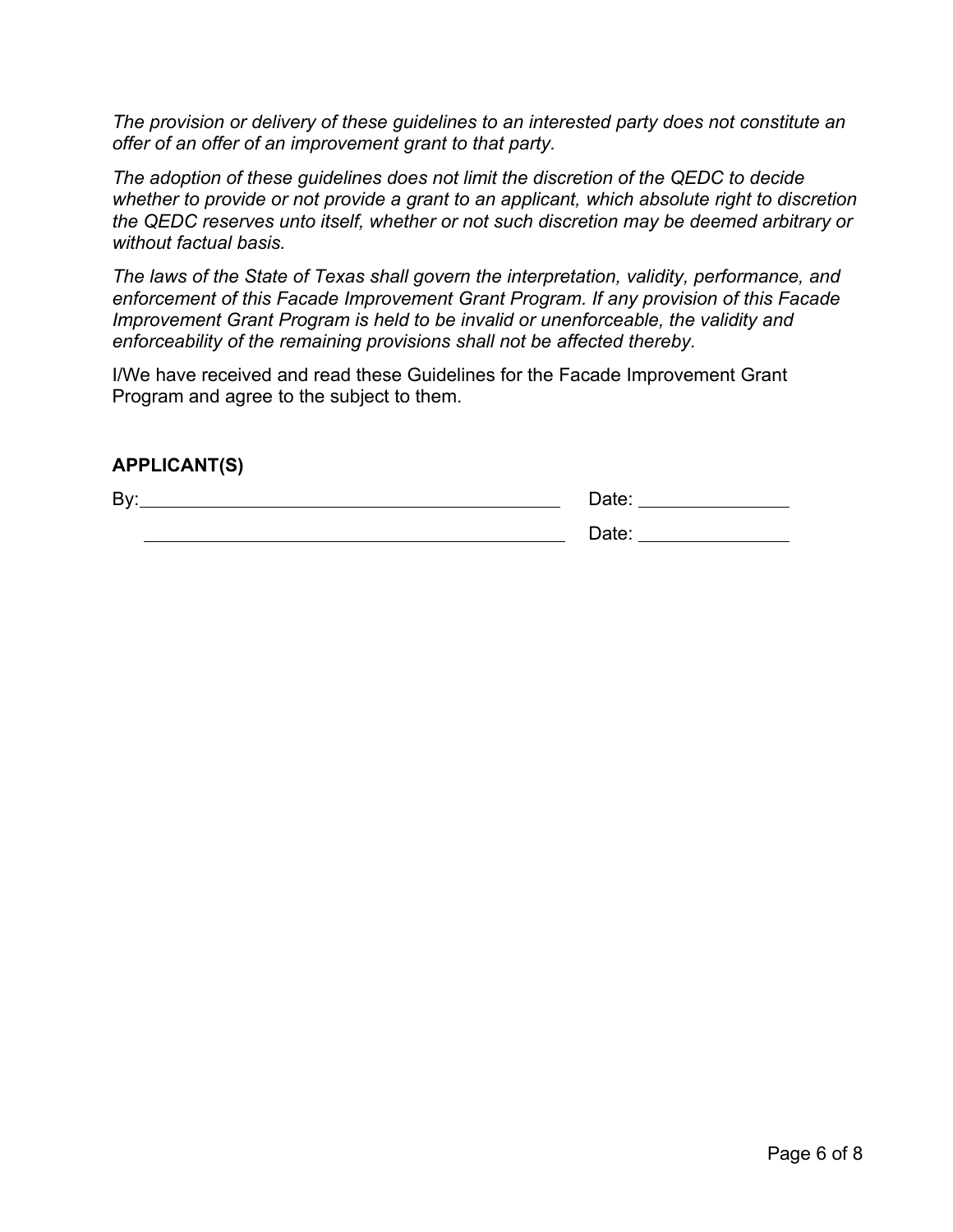*The provision or delivery of these guidelines to an interested party does not constitute an offer of an offer of an improvement grant to that party.*

*The adoption of these guidelines does not limit the discretion of the QEDC to decide whether to provide or not provide a grant to an applicant, which absolute right to discretion the QEDC reserves unto itself, whether or not such discretion may be deemed arbitrary or without factual basis.*

*The laws of the State of Texas shall govern the interpretation, validity, performance, and enforcement of this Facade Improvement Grant Program. If any provision of this Facade Improvement Grant Program is held to be invalid or unenforceable, the validity and enforceability of the remaining provisions shall not be affected thereby.*

I/We have received and read these Guidelines for the Facade Improvement Grant Program and agree to the subject to them.

**APPLICANT(S)**

By:\_\_\_\_\_\_\_\_\_\_\_\_\_\_\_\_\_\_\_\_\_\_\_\_\_\_\_\_\_\_\_\_\_\_\_\_\_\_\_\_ Date: \_\_\_\_\_\_\_\_\_\_\_\_\_\_\_

\_\_\_\_\_\_\_\_\_\_\_\_\_\_\_\_\_\_\_\_\_\_\_\_\_\_\_\_\_\_\_\_\_\_\_\_\_\_\_\_ Date: \_\_\_\_\_\_\_\_\_\_\_\_\_\_\_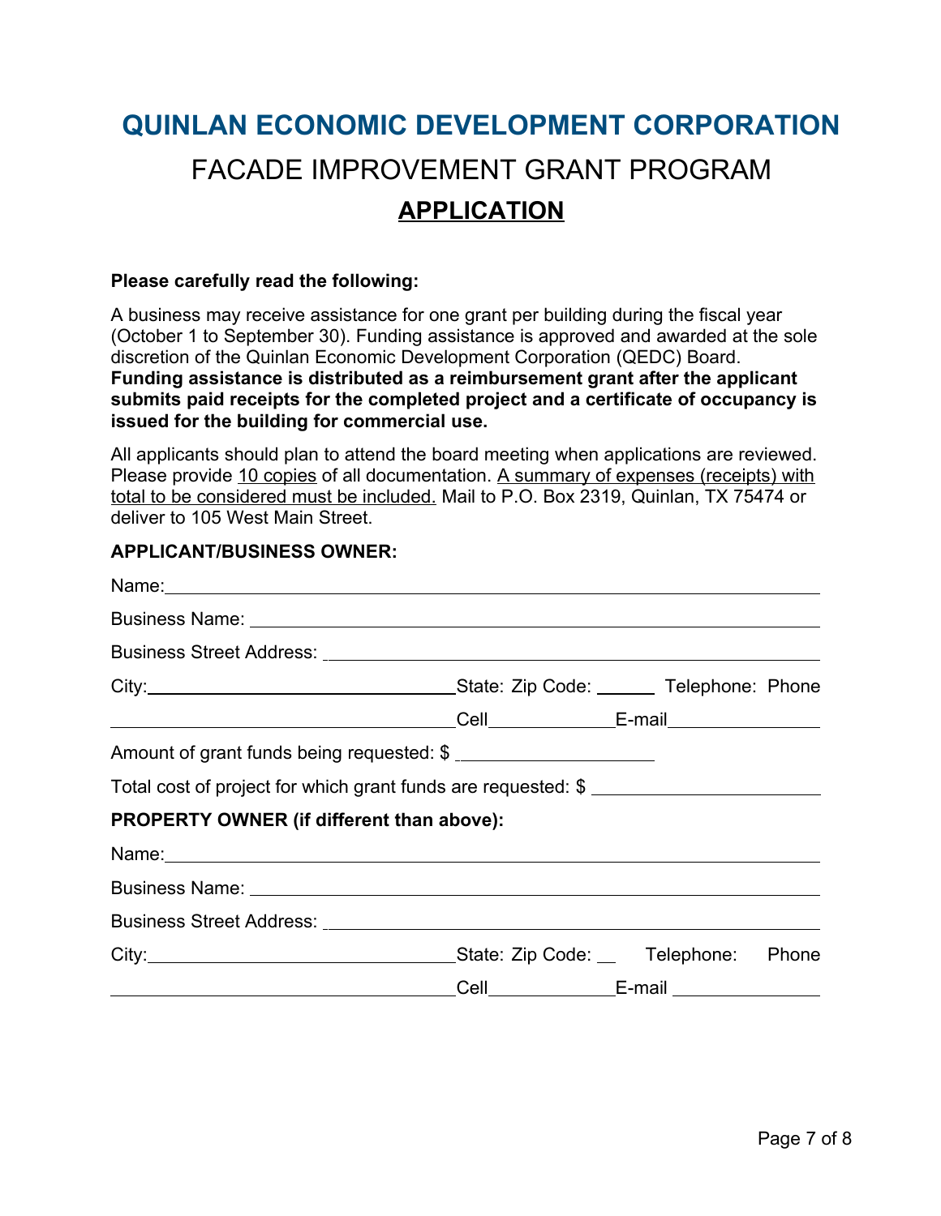# QUINLAN ECONOMIC DEVELOPMENT CORPORATION

## FACADE IMPROVEMENT GRANT PROGRAM

## APPLICATION

**Please carefully read the following:**

A business may receive assistance for one grant per building during the fiscal year (October 1 to September 30). Funding assistance is approved and awarded at the sole discretion of the Quinlan Economic Development Corporation (QEDC) Board. **Funding assistance is distributed as a reimbursement grant after the applicant submits paid receipts for the completed project and a certificate of occupancy is issued for the building for commercial use.**

All applicants should plan to attend the board meeting when applications are reviewed. Please provide 10 copies of all documentation. A summary of expenses (receipts) with total to be considered must be included. Mail to P.O. Box 2319, Quinlan, TX 75474 or deliver to 105 West Main Street.

**APPLICANT/BUSINESS OWNER:**

Name: ____________________________________________

Business Name: ____________________________________________

Business Street Address: ____________________________________________

City: ______________________ State: Zip Code: ______ Telephone: Phone ______________________ Cell ____________ E-mail ______________

Amount of grant funds being requested: $ ____________________

Total cost of project for which grant funds are requested: $ ____________________

**PROPERTY OWNER (if different than above):**

Name: ____________________________________________

Business Name: ____________________________________________

Business Street Address: ____________________________________________

City: ______________________ State: Zip Code: __ Telephone: Phone ______________________ Cell ____________ E-mail ______________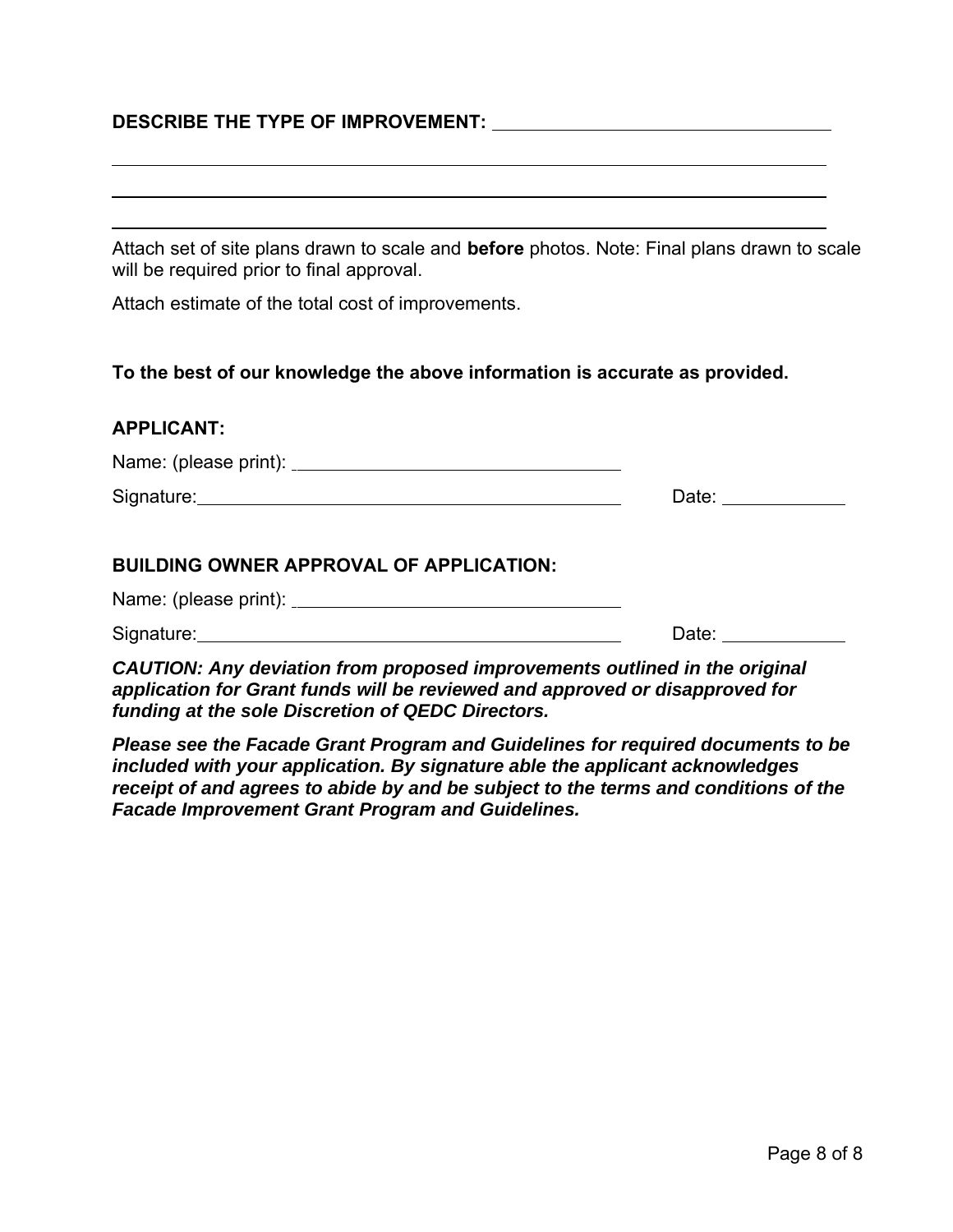**DESCRIBE THE TYPE OF IMPROVEMENT:** ____________________________________

______________________________________________________________________________

______________________________________________________________________________

______________________________________________________________________________

Attach set of site plans drawn to scale and **before** photos. Note: Final plans drawn to scale will be required prior to final approval.

Attach estimate of the total cost of improvements.

**To the best of our knowledge the above information is accurate as provided.**

**APPLICANT:**

Name: (please print): ____________________________________

Signature: ____________________________________ Date: ______________

**BUILDING OWNER APPROVAL OF APPLICATION:**

Name: (please print): ____________________________________

Signature: ____________________________________ Date: ______________

***CAUTION: Any deviation from proposed improvements outlined in the original application for Grant funds will be reviewed and approved or disapproved for funding at the sole Discretion of QEDC Directors.***

***Please see the Facade Grant Program and Guidelines for required documents to be included with your application. By signature able the applicant acknowledges receipt of and agrees to abide by and be subject to the terms and conditions of the Facade Improvement Grant Program and Guidelines.***